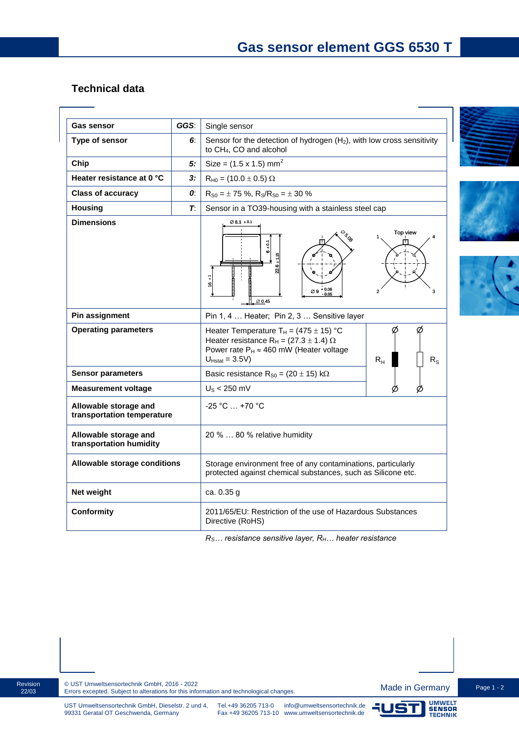# Gas sensor element GGS 6530 T

## Technical data

| Gas sensor | GGS: | Single sensor |
|---|---|---|
| Type of sensor | 6: | Sensor for the detection of hydrogen ($H_2$), with low cross sensitivity to $CH_4$, CO and alcohol |
| Chip | 5: | Size = (1.5 x 1.5) mm$^2$ |
| Heater resistance at 0 °C | 3: | $R_{H0}$ = (10.0 ± 0.5) Ω |
| Class of accuracy | 0: | $R_{S0}$ = ± 75 %, $R_S/R_{S0}$ = ± 30 % |
| Housing | T: | Sensor in a TO39-housing with a stainless steel cap |
| Dimensions | | |
| Pin assignment | | Pin 1, 4 … Heater; Pin 2, 3 … Sensitive layer |
| Operating parameters | | Heater Temperature $T_H$ = (475 ± 15) °C<br>Heater resistance $R_H$ = (27.3 ± 1.4) Ω<br>Power rate $P_H$ ≈ 460 mW (Heater voltage $U_{Hstat}$ = 3.5V) |
| Sensor parameters | | Basic resistance $R_{S0}$ = (20 ± 15) kΩ |
| Measurement voltage | | $U_S$ < 250 mV |
| Allowable storage and transportation temperature | | -25 °C … +70 °C |
| Allowable storage and transportation humidity | | 20 % … 80 % relative humidity |
| Allowable storage conditions | | Storage environment free of any contaminations, particularly protected against chemical substances, such as Silicone etc. |
| Net weight | | ca. 0.35 g |
| Conformity | | 2011/65/EU: Restriction of the use of Hazardous Substances Directive (RoHS) |

*$R_S$… resistance sensitive layer, $R_H$… heater resistance*

Revision 22/03

© UST Umweltsensortechnik GmbH, 2016 - 2022
Errors excepted. Subject to alterations for this information and technological changes.

Made in Germany

UST Umweltsensortechnik GmbH, Dieselstr. 2 und 4, 99331 Geratal OT Geschwenda, Germany
Tel.+49 36205 713-0
Fax +49 36205 713-10
info@umweltsensortechnik.de
www.umweltsensortechnik.de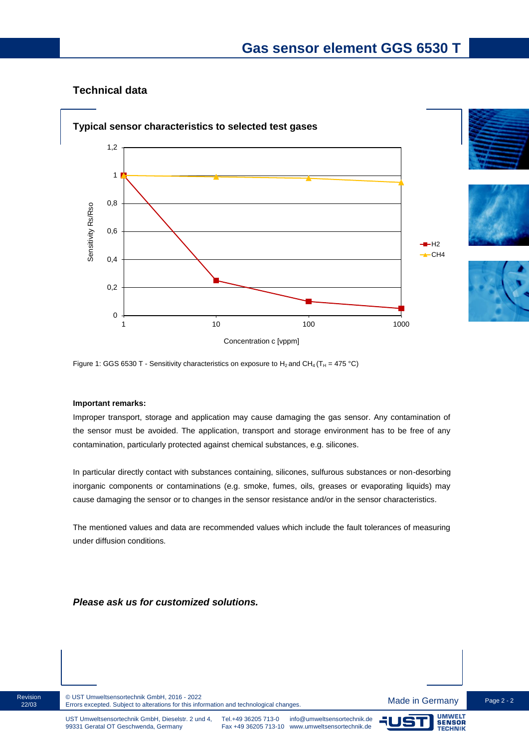## Technical data

### Typical sensor characteristics to selected test gases

Sensitivity Rs/Rso

1,2
1
0,8
0,6
0,4
0,2
0

1
10
100
1000

Concentration c [vppm]

H2
CH4

Figure 1: GGS 6530 T - Sensitivity characteristics on exposure to $H_2$ and $CH_4$ ($T_H$ = 475 °C)

**Important remarks:**

Improper transport, storage and application may cause damaging the gas sensor. Any contamination of the sensor must be avoided. The application, transport and storage environment has to be free of any contamination, particularly protected against chemical substances, e.g. silicones.

In particular directly contact with substances containing, silicones, sulfurous substances or non-desorbing inorganic components or contaminations (e.g. smoke, fumes, oils, greases or evaporating liquids) may cause damaging the sensor or to changes in the sensor resistance and/or in the sensor characteristics.

The mentioned values and data are recommended values which include the fault tolerances of measuring under diffusion conditions.

***Please ask us for customized solutions.***

Revision 22/03

© UST Umweltsensortechnik GmbH, 2016 - 2022
Errors excepted. Subject to alterations for this information and technological changes.

Made in Germany

UST Umweltsensortechnik GmbH, Dieselstr. 2 und 4, 99331 Geratal OT Geschwenda, Germany
Tel.+49 36205 713-0 Fax +49 36205 713-10
info@umweltsensortechnik.de www.umweltsensortechnik.de